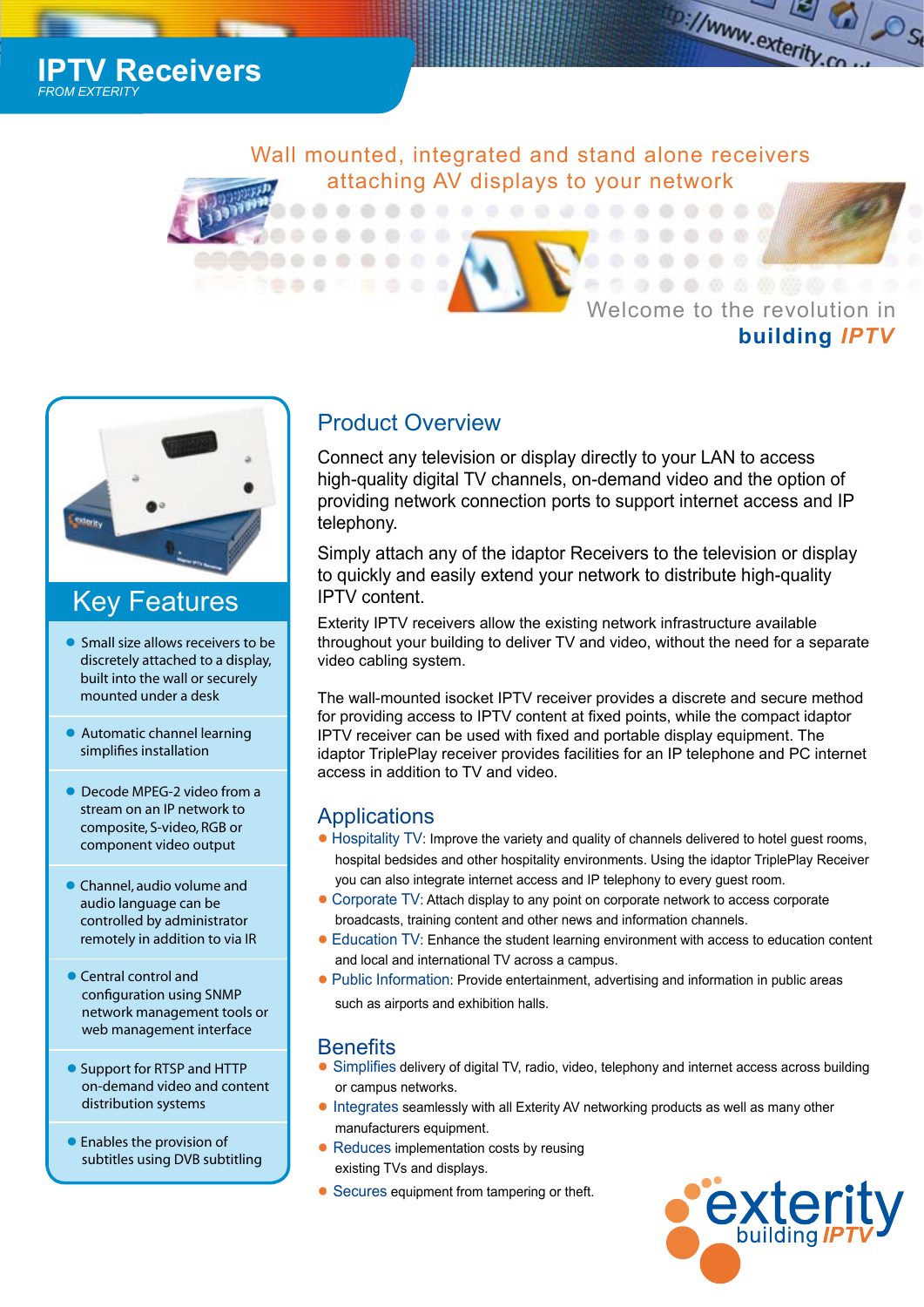# IPTV Receivers

*FROM EXTERITY*

Wall mounted, integrated and stand alone receivers attaching AV displays to your network

Welcome to the revolution in **building *IPTV***

## Key Features

- Small size allows receivers to be discretely attached to a display, built into the wall or securely mounted under a desk
- Automatic channel learning simplifies installation
- Decode MPEG-2 video from a stream on an IP network to composite, S-video, RGB or component video output
- Channel, audio volume and audio language can be controlled by administrator remotely in addition to via IR
- Central control and configuration using SNMP network management tools or web management interface
- Support for RTSP and HTTP on-demand video and content distribution systems
- Enables the provision of subtitles using DVB subtitling

## Product Overview

Connect any television or display directly to your LAN to access high-quality digital TV channels, on-demand video and the option of providing network connection ports to support internet access and IP telephony.

Simply attach any of the idaptor Receivers to the television or display to quickly and easily extend your network to distribute high-quality IPTV content.

Exterity IPTV receivers allow the existing network infrastructure available throughout your building to deliver TV and video, without the need for a separate video cabling system.

The wall-mounted isocket IPTV receiver provides a discrete and secure method for providing access to IPTV content at fixed points, while the compact idaptor IPTV receiver can be used with fixed and portable display equipment. The idaptor TriplePlay receiver provides facilities for an IP telephone and PC internet access in addition to TV and video.

## Applications

- Hospitality TV: Improve the variety and quality of channels delivered to hotel guest rooms, hospital bedsides and other hospitality environments. Using the idaptor TriplePlay Receiver you can also integrate internet access and IP telephony to every guest room.
- Corporate TV: Attach display to any point on corporate network to access corporate broadcasts, training content and other news and information channels.
- Education TV: Enhance the student learning environment with access to education content and local and international TV across a campus.
- Public Information: Provide entertainment, advertising and information in public areas such as airports and exhibition halls.

## Benefits

- Simplifies delivery of digital TV, radio, video, telephony and internet access across building or campus networks.
- Integrates seamlessly with all Exterity AV networking products as well as many other manufacturers equipment.
- Reduces implementation costs by reusing existing TVs and displays.
- Secures equipment from tampering or theft.

exterity building *IPTV*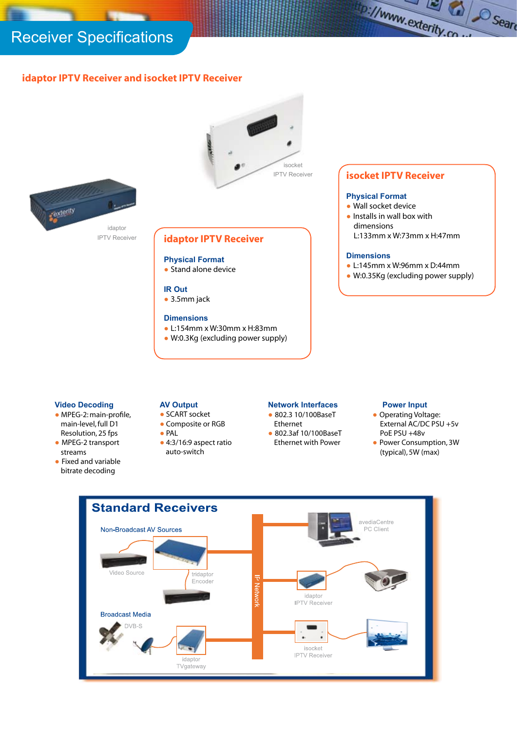# Receiver Specifications

## idaptor IPTV Receiver and isocket IPTV Receiver

isocket IPTV Receiver

idaptor IPTV Receiver

### isocket IPTV Receiver

**Physical Format**

- Wall socket device
- Installs in wall box with dimensions L:133mm x W:73mm x H:47mm

**Dimensions**

- L:145mm x W:96mm x D:44mm
- W:0.35Kg (excluding power supply)

### idaptor IPTV Receiver

**Physical Format**

- Stand alone device

**IR Out**

- 3.5mm jack

**Dimensions**

- L:154mm x W:30mm x H:83mm
- W:0.3Kg (excluding power supply)

**Video Decoding**

- MPEG-2: main-profile, main-level, full D1 Resolution, 25 fps
- MPEG-2 transport streams
- Fixed and variable bitrate decoding

**AV Output**

- SCART socket
- Composite or RGB
- PAL
- 4:3/16:9 aspect ratio auto-switch

**Network Interfaces**

- 802.3 10/100BaseT Ethernet
- 802.3af 10/100BaseT Ethernet with Power

**Power Input**

- Operating Voltage: External AC/DC PSU +5v PoE PSU +48v
- Power Consumption, 3W (typical), 5W (max)

## Standard Receivers

Non-Broadcast AV Sources

Video Source

tridaptor Encoder

Broadcast Media

DVB-S

idaptor TVgateway

IP Network

avediaCentre PC Client

idaptor IPTV Receiver

isocket IPTV Receiver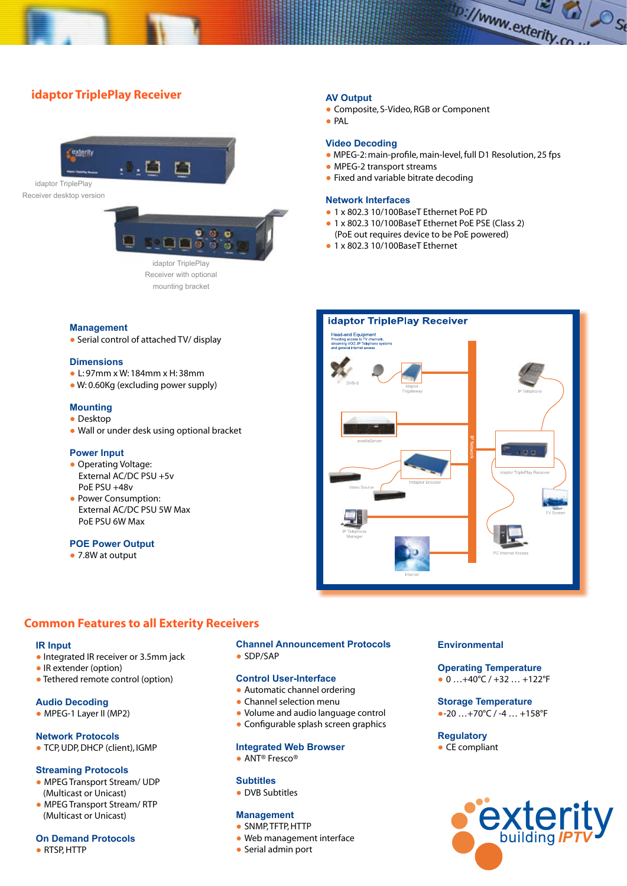## idaptor TriplePlay Receiver

idaptor TriplePlay Receiver desktop version

idaptor TriplePlay Receiver with optional mounting bracket

### AV Output

- Composite, S-Video, RGB or Component
- PAL

### Video Decoding

- MPEG-2: main-profile, main-level, full D1 Resolution, 25 fps
- MPEG-2 transport streams
- Fixed and variable bitrate decoding

### Network Interfaces

- 1 x 802.3 10/100BaseT Ethernet PoE PD
- 1 x 802.3 10/100BaseT Ethernet PoE PSE (Class 2) (PoE out requires device to be PoE powered)
- 1 x 802.3 10/100BaseT Ethernet

### Management

- Serial control of attached TV/ display

### Dimensions

- L: 97mm x W: 184mm x H: 38mm
- W: 0.60Kg (excluding power supply)

### Mounting

- Desktop
- Wall or under desk using optional bracket

### Power Input

- Operating Voltage:
  External AC/DC PSU +5v
  PoE PSU +48v
- Power Consumption:
  External AC/DC PSU 5W Max
  PoE PSU 6W Max

### POE Power Output

- 7.8W at output

### idaptor TriplePlay Receiver

Head-end Equipment
Providing access to TV channels, streaming VOD, IP Telephone systems and general internet access

DVB-S · idaptor TVgateway · IP Telephone · avediaServer · IP Network · idaptor TriplePlay Receiver · Video Source · idaptor Encoder · TV Screen · IP Telephone Manager · PC Internet Access · Internet

## Common Features to all Exterity Receivers

### IR Input

- Integrated IR receiver or 3.5mm jack
- IR extender (option)
- Tethered remote control (option)

### Audio Decoding

- MPEG-1 Layer II (MP2)

### Network Protocols

- TCP, UDP, DHCP (client), IGMP

### Streaming Protocols

- MPEG Transport Stream/ UDP (Multicast or Unicast)
- MPEG Transport Stream/ RTP (Multicast or Unicast)

### On Demand Protocols

- RTSP, HTTP

### Channel Announcement Protocols

- SDP/SAP

### Control User-Interface

- Automatic channel ordering
- Channel selection menu
- Volume and audio language control
- Configurable splash screen graphics

### Integrated Web Browser

- ANT® Fresco®

### Subtitles

- DVB Subtitles

### Management

- SNMP, TFTP, HTTP
- Web management interface
- Serial admin port

### Environmental

### Operating Temperature

- 0 …+40°C / +32 … +122°F

### Storage Temperature

- -20 …+70°C / -4 … +158°F

### Regulatory

- CE compliant

exterity building IPTV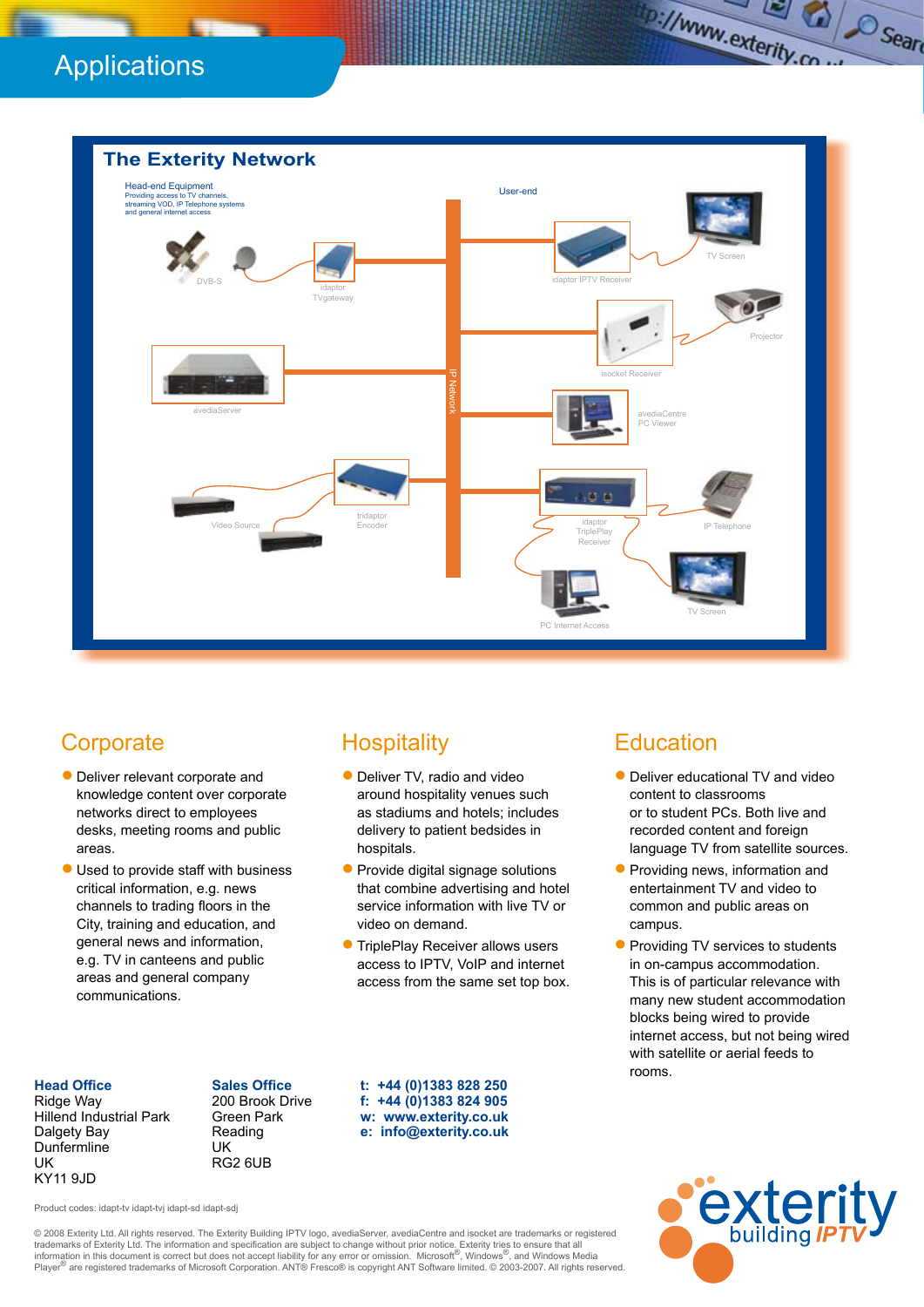# Applications

## The Exterity Network

Head-end Equipment
Providing access to TV channels, streaming VOD, IP Telephone systems and general internet access

User-end

DVB-S

idaptor TVgateway

avediaServer

IP Network

Video Source

tridaptor Encoder

idaptor IPTV Receiver

TV Screen

isocket Receiver

Projector

avediaCentre PC Viewer

idaptor TriplePlay Receiver

IP Telephone

PC Internet Access

TV Screen

## Corporate

- Deliver relevant corporate and knowledge content over corporate networks direct to employees desks, meeting rooms and public areas.
- Used to provide staff with business critical information, e.g. news channels to trading floors in the City, training and education, and general news and information, e.g. TV in canteens and public areas and general company communications.

## Hospitality

- Deliver TV, radio and video around hospitality venues such as stadiums and hotels; includes delivery to patient bedsides in hospitals.
- Provide digital signage solutions that combine advertising and hotel service information with live TV or video on demand.
- TriplePlay Receiver allows users access to IPTV, VoIP and internet access from the same set top box.

## Education

- Deliver educational TV and video content to classrooms or to student PCs. Both live and recorded content and foreign language TV from satellite sources.
- Providing news, information and entertainment TV and video to common and public areas on campus.
- Providing TV services to students in on-campus accommodation. This is of particular relevance with many new student accommodation blocks being wired to provide internet access, but not being wired with satellite or aerial feeds to rooms.

**Head Office**
Ridge Way
Hillend Industrial Park
Dalgety Bay
Dunfermline
UK
KY11 9JD

**Sales Office**
200 Brook Drive
Green Park
Reading
UK
RG2 6UB

**t: +44 (0)1383 828 250**
**f: +44 (0)1383 824 905**
**w: www.exterity.co.uk**
**e: info@exterity.co.uk**

Product codes: idapt-tv idapt-tvj idapt-sd idapt-sdj

© 2008 Exterity Ltd. All rights reserved. The Exterity Building IPTV logo, avediaServer, avediaCentre and isocket are trademarks or registered trademarks of Exterity Ltd. The information and specification are subject to change without prior notice. Exterity tries to ensure that all information in this document is correct but does not accept liability for any error or omission. Microsoft®, Windows®, and Windows Media Player® are registered trademarks of Microsoft Corporation. ANT® Fresco® is copyright ANT Software limited. © 2003-2007. All rights reserved.

exterity building IPTV